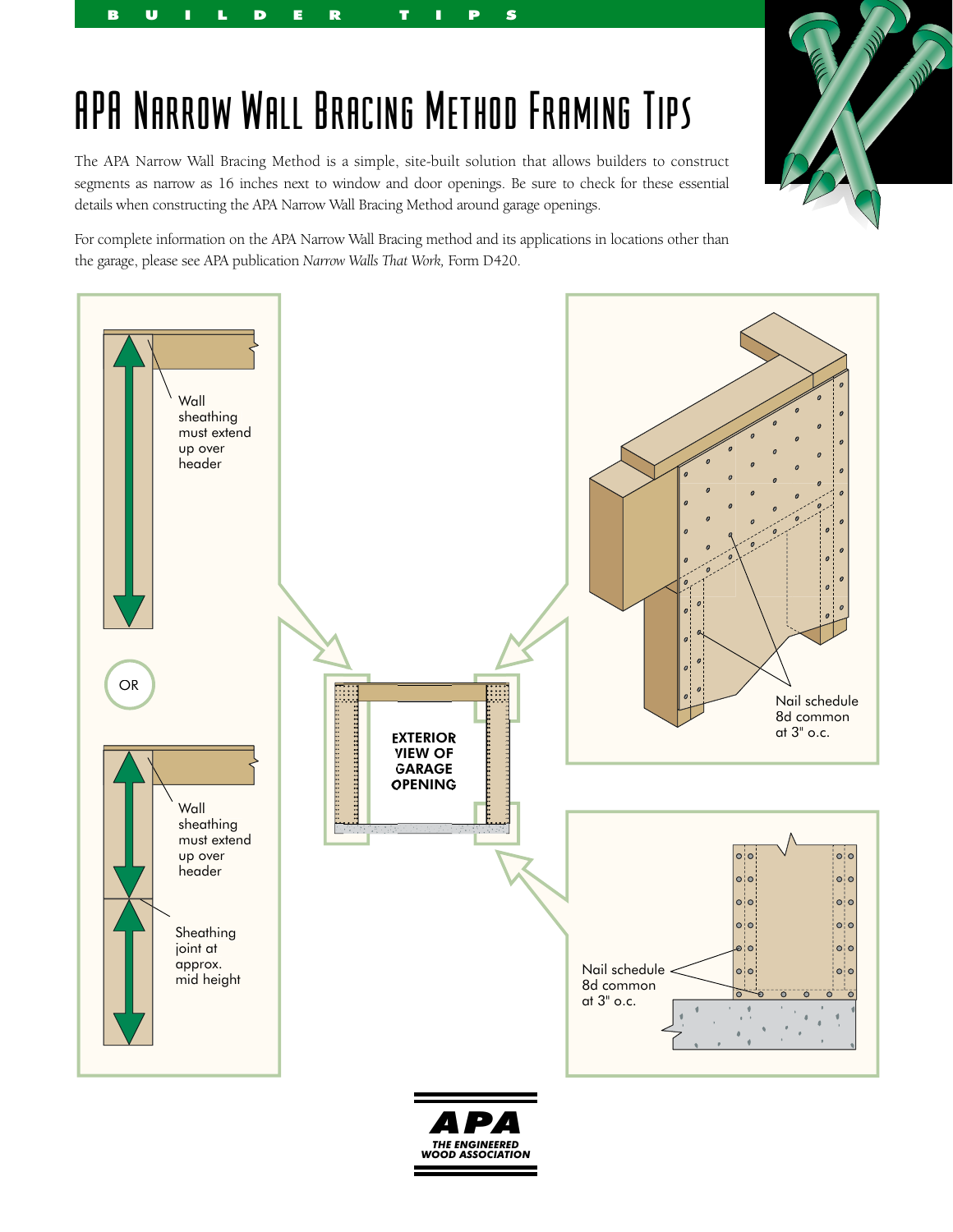BUILDER TIPS

# APA Narrow Wall Bracing Method Framing Tips

The APA Narrow Wall Bracing Method is a simple, site-built solution that allows builders to construct segments as narrow as 16 inches next to window and door openings. Be sure to check for these essential details when constructing the APA Narrow Wall Bracing Method around garage openings.

For complete information on the APA Narrow Wall Bracing method and its applications in locations other than the garage, please see APA publication *Narrow Walls That Work,* Form D420.

Wall sheathing must extend up over header

OR

Wall sheathing must extend up over header

Sheathing joint at approx. mid height

EXTERIOR VIEW OF GARAGE OPENING

Nail schedule 8d common at 3" o.c.

Nail schedule 8d common at 3" o.c.

APA THE ENGINEERED WOOD ASSOCIATION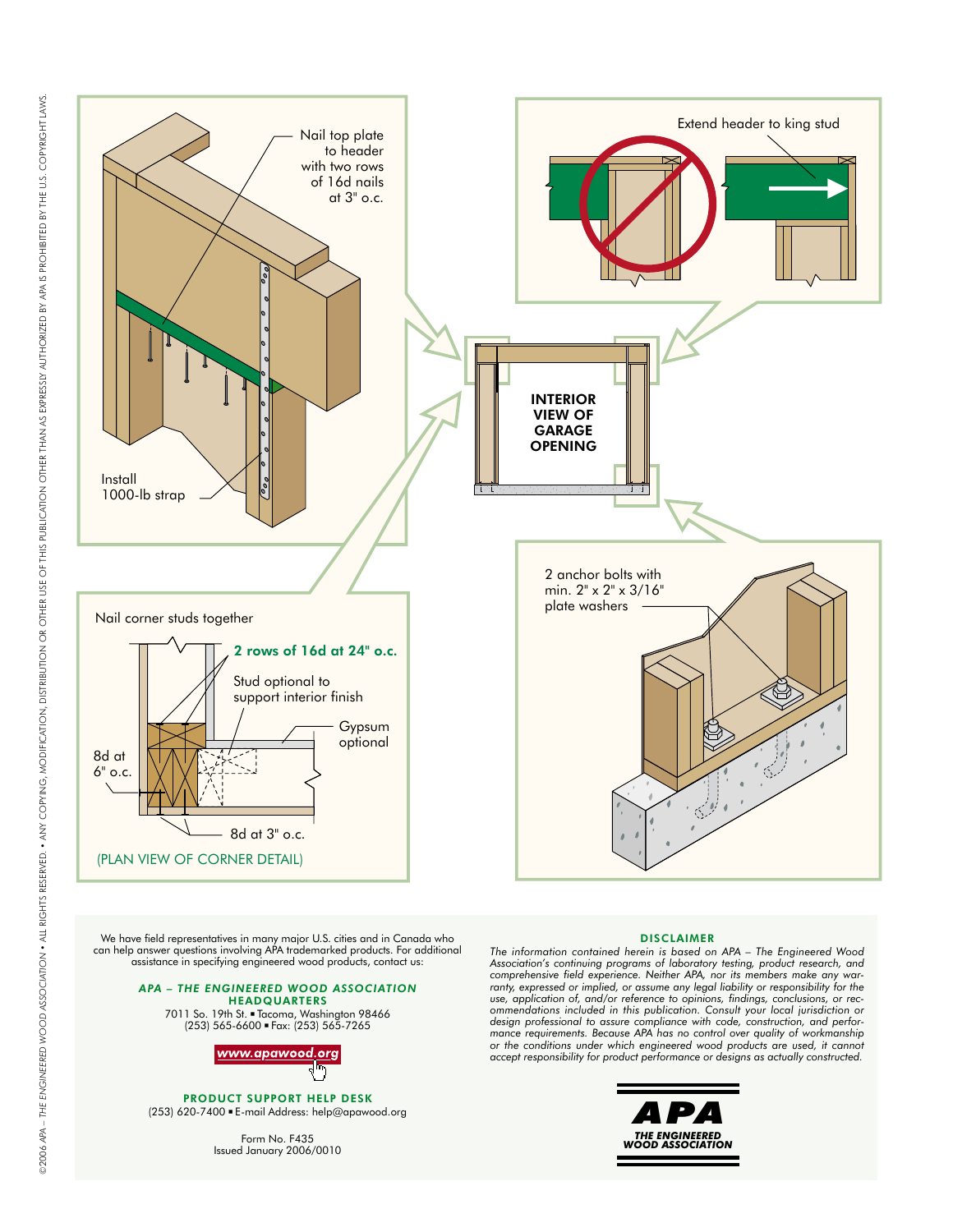Nail top plate to header with two rows of 16d nails at 3" o.c.

Install 1000-lb strap

Extend header to king stud

INTERIOR VIEW OF GARAGE OPENING

Nail corner studs together

2 rows of 16d at 24" o.c.

Stud optional to support interior finish

Gypsum optional

8d at 6" o.c.

8d at 3" o.c.

(PLAN VIEW OF CORNER DETAIL)

2 anchor bolts with min. 2" x 2" x 3/16" plate washers

We have field representatives in many major U.S. cities and in Canada who can help answer questions involving APA trademarked products. For additional assistance in specifying engineered wood products, contact us:

**APA – THE ENGINEERED WOOD ASSOCIATION**
**HEADQUARTERS**
7011 So. 19th St. ▪ Tacoma, Washington 98466
(253) 565-6600 ▪ Fax: (253) 565-7265

**www.apawood.org**

**PRODUCT SUPPORT HELP DESK**
(253) 620-7400 ▪ E-mail Address: help@apawood.org

Form No. F435
Issued January 2006/0010

**DISCLAIMER**

*The information contained herein is based on APA – The Engineered Wood Association's continuing programs of laboratory testing, product research, and comprehensive field experience. Neither APA, nor its members make any warranty, expressed or implied, or assume any legal liability or responsibility for the use, application of, and/or reference to opinions, findings, conclusions, or recommendations included in this publication. Consult your local jurisdiction or design professional to assure compliance with code, construction, and performance requirements. Because APA has no control over quality of workmanship or the conditions under which engineered wood products are used, it cannot accept responsibility for product performance or designs as actually constructed.*

**APA**
**THE ENGINEERED WOOD ASSOCIATION**

©2006 APA – THE ENGINEERED WOOD ASSOCIATION • ALL RIGHTS RESERVED. • ANY COPYING, MODIFICATION, DISTRIBUTION OR OTHER USE OF THIS PUBLICATION OTHER THAN AS EXPRESSLY AUTHORIZED BY APA IS PROHIBITED BY THE U.S. COPYRIGHT LAWS.